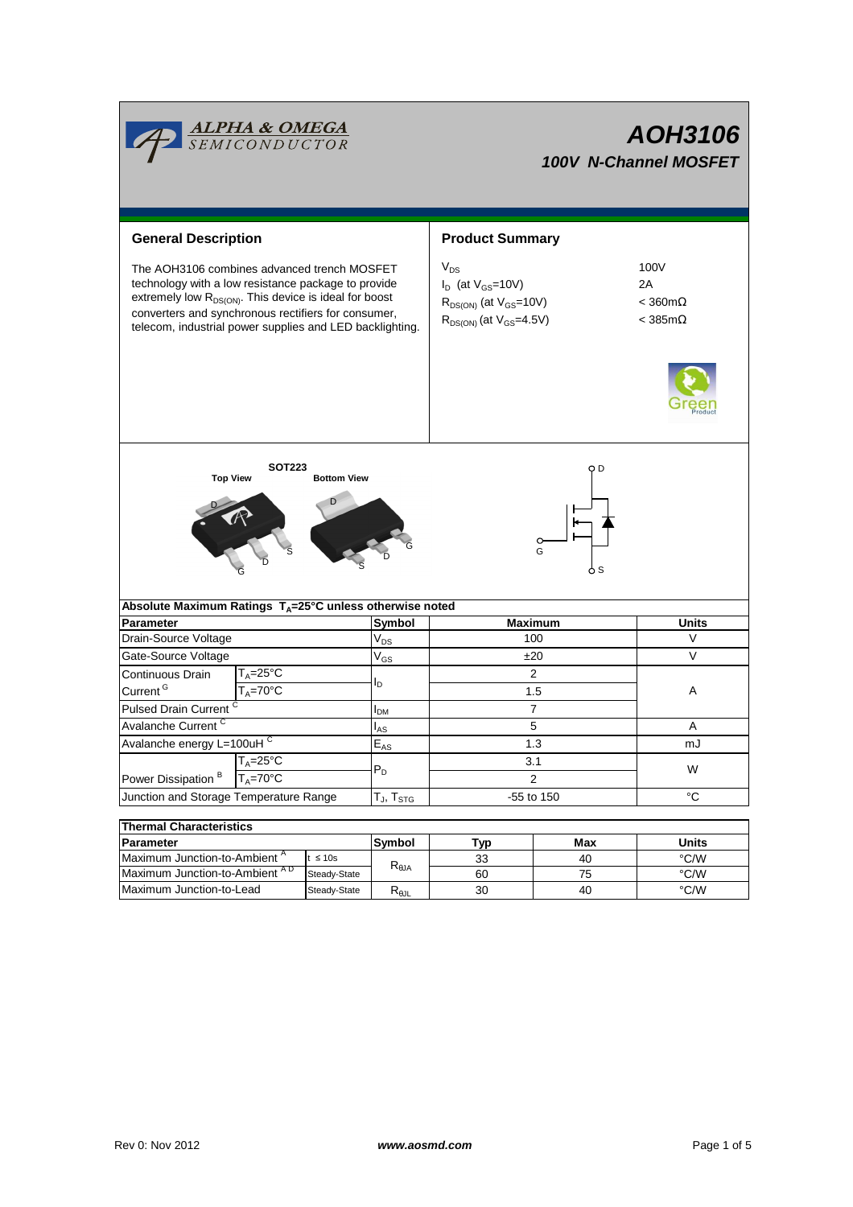# AOH3106

## 100V N-Channel MOSFET

## General Description

The AOH3106 combines advanced trench MOSFET technology with a low resistance package to provide extremely low $R_{DS(ON)}$. This device is ideal for boost converters and synchronous rectifiers for consumer, telecom, industrial power supplies and LED backlighting.

## Product Summary

| | |
|---|---|
| $V_{DS}$ | 100V |
| $I_D$ (at $V_{GS}$=10V) | 2A |
| $R_{DS(ON)}$ (at $V_{GS}$=10V) | < 360mΩ |
| $R_{DS(ON)}$ (at $V_{GS}$=4.5V) | < 385mΩ |

SOT223

Top View　　Bottom View

## Absolute Maximum Ratings $T_A$=25°C unless noted otherwise

| Parameter | | Symbol | Maximum | Units |
|---|---|---|---|---|
| Drain-Source Voltage | | $V_{DS}$ | 100 | V |
| Gate-Source Voltage | | $V_{GS}$ | ±20 | V |
| Continuous Drain Current [G] | $T_A$=25°C | $I_D$ | 2 | A |
| | $T_A$=70°C | | 1.5 | |
| Pulsed Drain Current [C] | | $I_{DM}$ | 7 | |
| Avalanche Current [C] | | $I_{AS}$ | 5 | A |
| Avalanche energy L=100uH [C] | | $E_{AS}$ | 1.3 | mJ |
| Power Dissipation [B] | $T_A$=25°C | $P_D$ | 3.1 | W |
| | $T_A$=70°C | | 2 | |
| Junction and Storage Temperature Range | | $T_J$, $T_{STG}$ | -55 to 150 | °C |

## Thermal Characteristics

| Parameter | | Symbol | Typ | Max | Units |
|---|---|---|---|---|---|
| Maximum Junction-to-Ambient [A] | t ≤ 10s | $R_{\theta JA}$ | 33 | 40 | °C/W |
| Maximum Junction-to-Ambient [AD] | Steady-State | | 60 | 75 | °C/W |
| Maximum Junction-to-Lead | Steady-State | $R_{\theta JL}$ | 30 | 40 | °C/W |

Rev 0: Nov 2012　　www.aosmd.com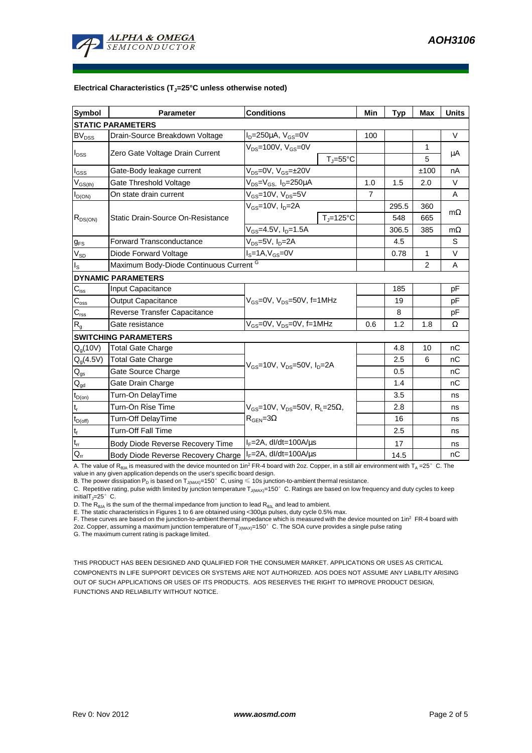### Electrical Characteristics ($T_J$=25°C unless otherwise noted)

| Symbol | Parameter | Conditions | | Min | Typ | Max | Units |
|---|---|---|---|---|---|---|---|
| **STATIC PARAMETERS** | | | | | | | |
| $BV_{DSS}$ | Drain-Source Breakdown Voltage | $I_D$=250µA, $V_{GS}$=0V | | 100 | | | V |
| $I_{DSS}$ | Zero Gate Voltage Drain Current | $V_{DS}$=100V, $V_{GS}$=0V | | | | 1 | µA |
| | | | $T_J$=55°C | | | 5 | |
| $I_{GSS}$ | Gate-Body leakage current | $V_{DS}$=0V, $V_{GS}$=±20V | | | | ±100 | nA |
| $V_{GS(th)}$ | Gate Threshold Voltage | $V_{DS}$=$V_{GS}$, $I_D$=250µA | | 1.0 | 1.5 | 2.0 | V |
| $I_{D(ON)}$ | On state drain current | $V_{GS}$=10V, $V_{DS}$=5V | | 7 | | | A |
| $R_{DS(ON)}$ | Static Drain-Source On-Resistance | $V_{GS}$=10V, $I_D$=2A | | | 295.5 | 360 | mΩ |
| | | | $T_J$=125°C | | 548 | 665 | |
| | | $V_{GS}$=4.5V, $I_D$=1.5A | | | 306.5 | 385 | mΩ |
| $g_{FS}$ | Forward Transconductance | $V_{DS}$=5V, $I_D$=2A | | | 4.5 | | S |
| $V_{SD}$ | Diode Forward Voltage | $I_S$=1A,$V_{GS}$=0V | | | 0.78 | 1 | V |
| $I_S$ | Maximum Body-Diode Continuous Current G | | | | | 2 | A |
| **DYNAMIC PARAMETERS** | | | | | | | |
| $C_{iss}$ | Input Capacitance | $V_{GS}$=0V, $V_{DS}$=50V, f=1MHz | | | 185 | | pF |
| $C_{oss}$ | Output Capacitance | | | | 19 | | pF |
| $C_{rss}$ | Reverse Transfer Capacitance | | | | 8 | | pF |
| $R_g$ | Gate resistance | $V_{GS}$=0V, $V_{DS}$=0V, f=1MHz | | 0.6 | 1.2 | 1.8 | Ω |
| **SWITCHING PARAMETERS** | | | | | | | |
| $Q_g$(10V) | Total Gate Charge | $V_{GS}$=10V, $V_{DS}$=50V, $I_D$=2A | | | 4.8 | 10 | nC |
| $Q_g$(4.5V) | Total Gate Charge | | | | 2.5 | 6 | nC |
| $Q_{gs}$ | Gate Source Charge | | | | 0.5 | | nC |
| $Q_{gd}$ | Gate Drain Charge | | | | 1.4 | | nC |
| $t_{D(on)}$ | Turn-On DelayTime | $V_{GS}$=10V, $V_{DS}$=50V, $R_L$=25Ω, $R_{GEN}$=3Ω | | | 3.5 | | ns |
| $t_r$ | Turn-On Rise Time | | | | 2.8 | | ns |
| $t_{D(off)}$ | Turn-Off DelayTime | | | | 16 | | ns |
| $t_f$ | Turn-Off Fall Time | | | | 2.5 | | ns |
| $t_{rr}$ | Body Diode Reverse Recovery Time | $I_F$=2A, dI/dt=100A/µs | | | 17 | | ns |
| $Q_{rr}$ | Body Diode Reverse Recovery Charge | $I_F$=2A, dI/dt=100A/µs | | | 14.5 | | nC |

A. The value of $R_{\theta JA}$ is measured with the device mounted on 1in² FR-4 board with 2oz. Copper, in a still air environment with $T_A$ =25° C. The value in any given application depends on the user's specific board design.
B. The power dissipation $P_D$ is based on $T_{J(MAX)}$=150° C, using ≤ 10s junction-to-ambient thermal resistance.
C. Repetitive rating, pulse width limited by junction temperature $T_{J(MAX)}$=150° C. Ratings are based on low frequency and duty cycles to keep initial $T_J$=25° C.
D. The $R_{\theta JA}$ is the sum of the thermal impedance from junction to lead $R_{\theta JL}$ and lead to ambient.
E. The static characteristics in Figures 1 to 6 are obtained using <300µs pulses, duty cycle 0.5% max.
F. These curves are based on the junction-to-ambient thermal impedance which is measured with the device mounted on 1in² FR-4 board with 2oz. Copper, assuming a maximum junction temperature of $T_{J(MAX)}$=150° C. The SOA curve provides a single pulse rating
G. The maximum current rating is package limited.

THIS PRODUCT HAS BEEN DESIGNED AND QUALIFIED FOR THE CONSUMER MARKET. APPLICATIONS OR USES AS CRITICAL COMPONENTS IN LIFE SUPPORT DEVICES OR SYSTEMS ARE NOT AUTHORIZED. AOS DOES NOT ASSUME ANY LIABILITY ARISING OUT OF SUCH APPLICATIONS OR USES OF ITS PRODUCTS. AOS RESERVES THE RIGHT TO IMPROVE PRODUCT DESIGN, FUNCTIONS AND RELIABILITY WITHOUT NOTICE.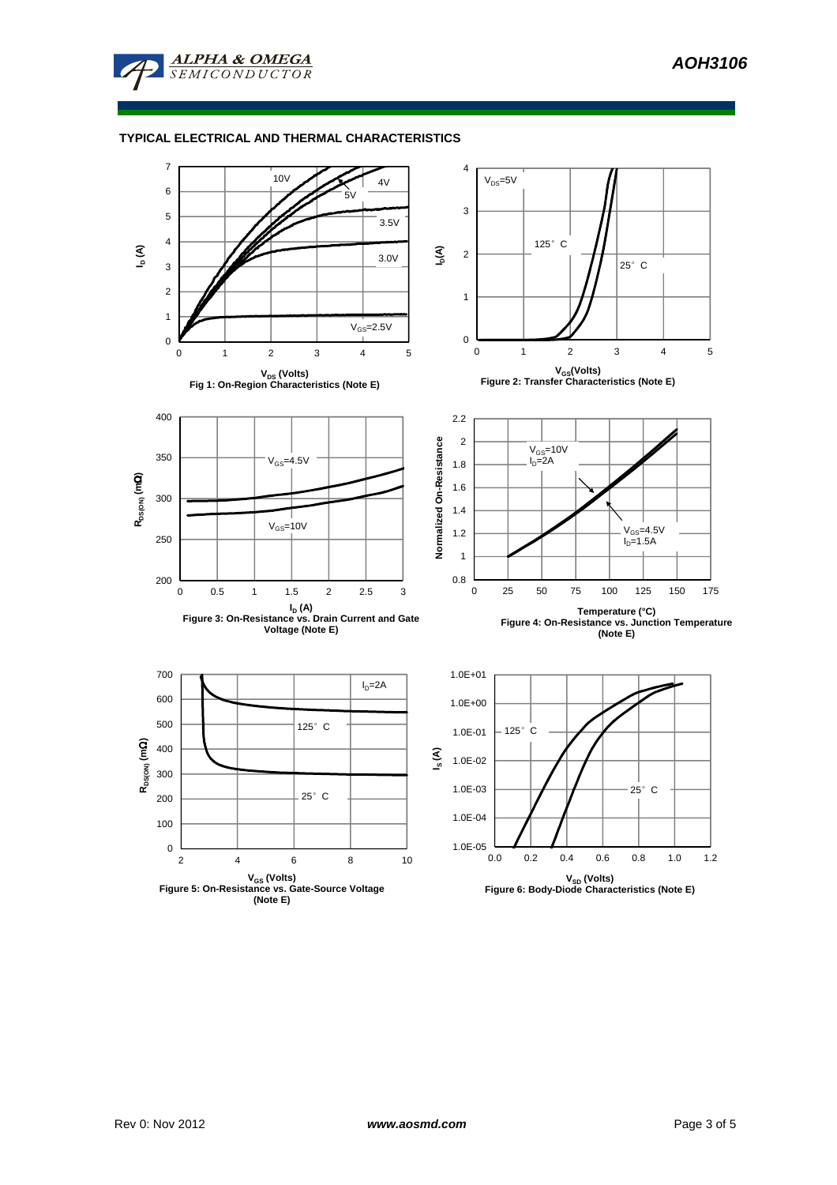## TYPICAL ELECTRICAL AND THERMAL CHARACTERISTICS

**Fig 1: On-Region Characteristics (Note E)**

**Figure 2: Transfer Characteristics (Note E)**

**Figure 3: On-Resistance vs. Drain Current and Gate Voltage (Note E)**

**Figure 4: On-Resistance vs. Junction Temperature (Note E)**

**Figure 5: On-Resistance vs. Gate-Source Voltage (Note E)**

**Figure 6: Body-Diode Characteristics (Note E)**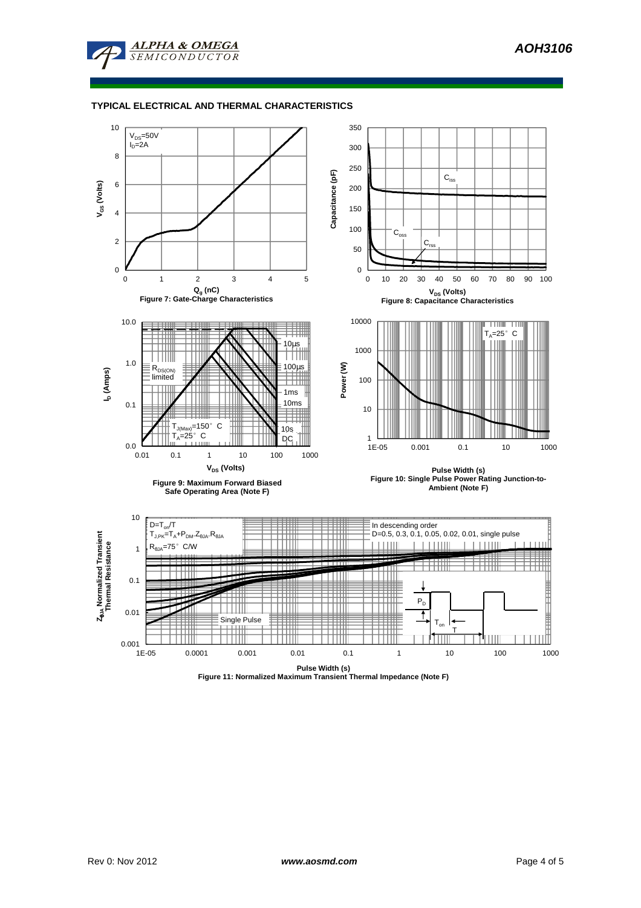## TYPICAL ELECTRICAL AND THERMAL CHARACTERISTICS

$V_{DS}$=50V
$I_D$=2A

$V_{GS}$ (Volts)

$Q_g$ (nC)

Figure 7: Gate-Charge Characteristics

$C_{iss}$

$C_{oss}$

$C_{rss}$

Capacitance (pF)

$V_{DS}$ (Volts)

Figure 8: Capacitance Characteristics

10µs

100µs

1ms

10ms

10s

DC

$R_{DS(ON)}$ limited

$T_{J(Max)}$=150° C
$T_A$=25° C

$I_D$ (Amps)

$V_{DS}$ (Volts)

Figure 9: Maximum Forward Biased Safe Operating Area (Note F)

$T_A$=25° C

Power (W)

Pulse Width (s)

Figure 10: Single Pulse Power Rating Junction-to-Ambient (Note F)

$D=T_{on}/T$
$T_{J,PK}=T_A+P_{DM}.Z_{\theta JA}.R_{\theta JA}$
$R_{\theta JA}$=75° C/W

In descending order
D=0.5, 0.3, 0.1, 0.05, 0.02, 0.01, single pulse

Single Pulse

$P_D$

$T_{on}$

T

$Z_{\theta JA}$ Normalized Transient Thermal Resistance

Pulse Width (s)

Figure 11: Normalized Maximum Transient Thermal Impedance (Note F)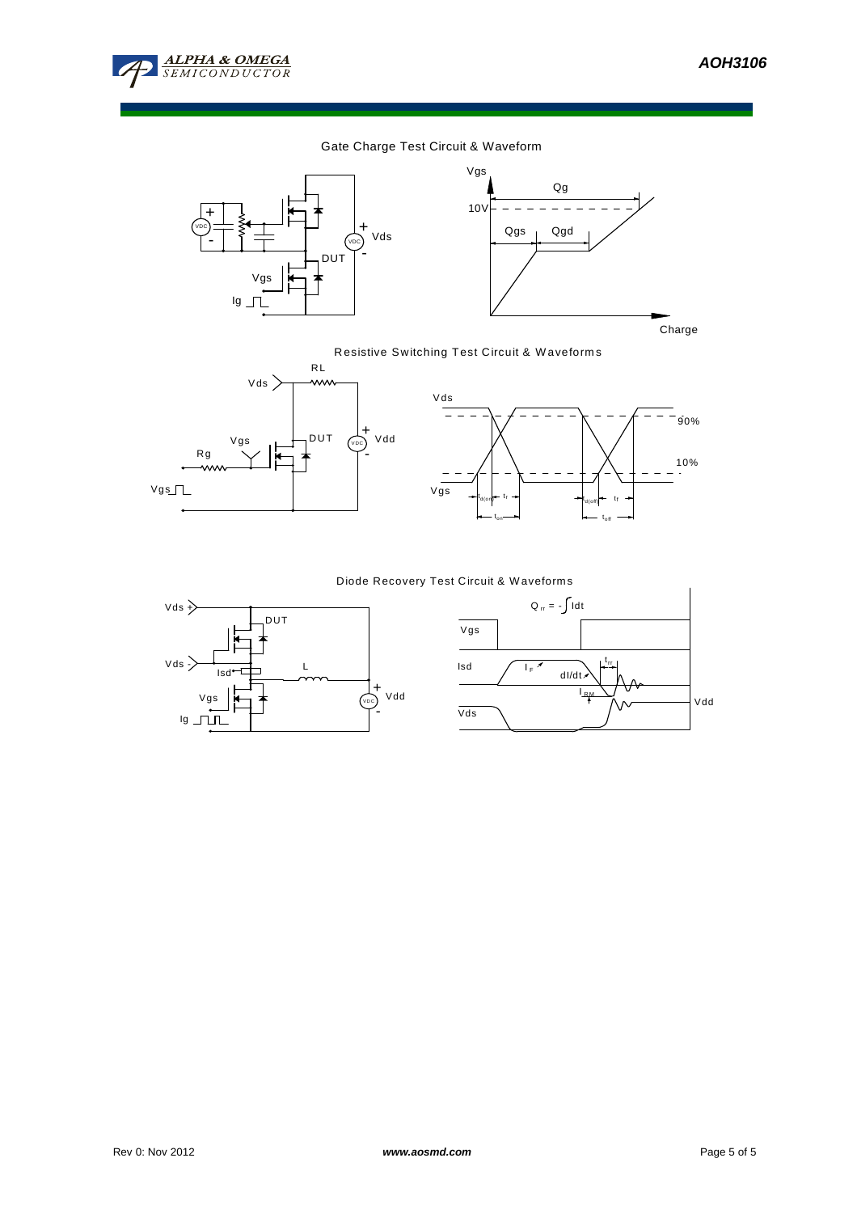Gate Charge Test Circuit & Waveform

Vgs

Qg

10V

Qgs

Qgd

VDC

Vds

DUT

Vgs

Ig

Charge

Resistive Switching Test Circuit & Waveforms

RL

Vds

Vds

Vgs

DUT

Vdd

Rg

90%

10%

Vgs

Vgs

$t_{d(on)}$

$t_r$

$t_{on}$

$t_{d(off)}$

$t_f$

$t_{off}$

Diode Recovery Test Circuit & Waveforms

$Q_{rr} = -\int Idt$

Vds +

DUT

Vgs

Vds -

Isd

L

Isd

$I_F$

dI/dt

$t_{rr}$

Vgs

Vdd

$I_{RM}$

Ig

Vds

Vdd